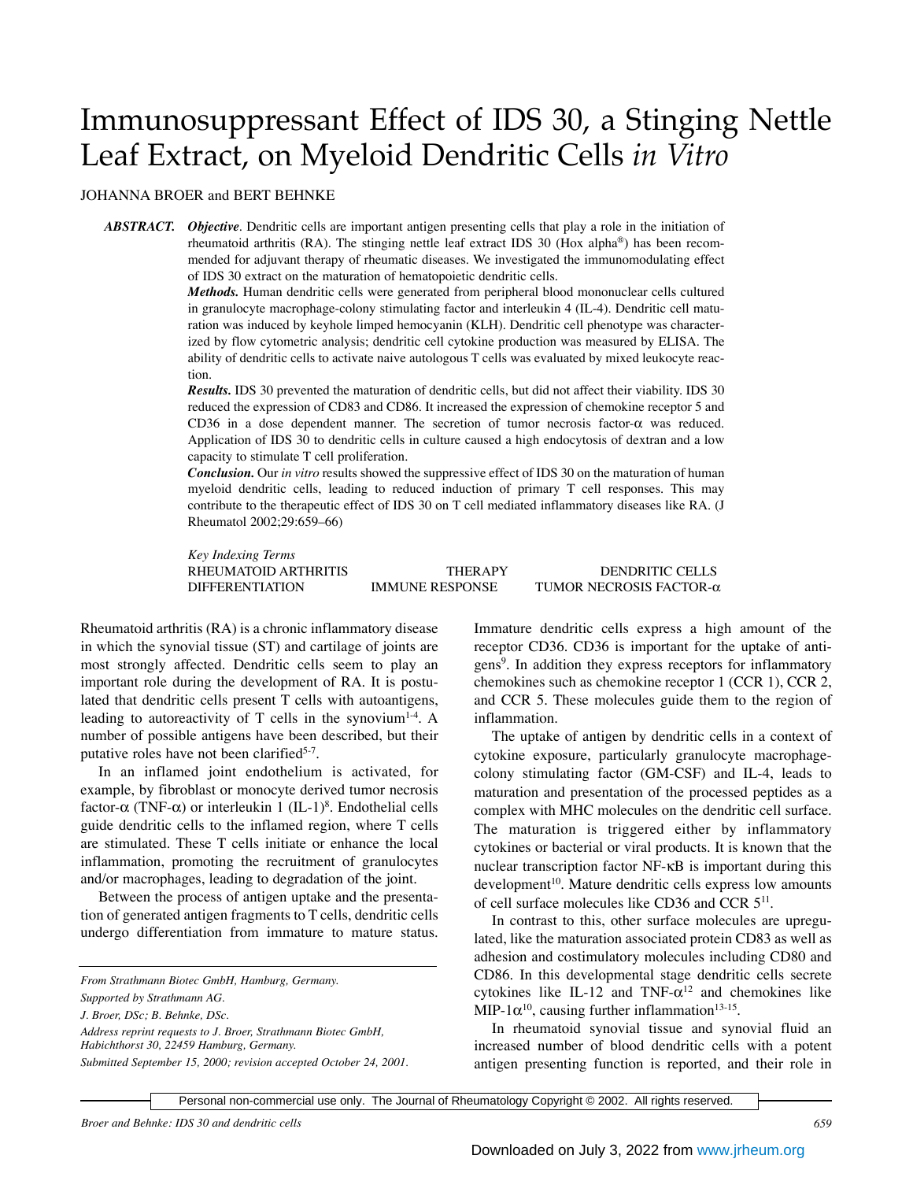# Immunosuppressant Effect of IDS 30, a Stinging Nettle Leaf Extract, on Myeloid Dendritic Cells *in Vitro*

JOHANNA BROER and BERT BEHNKE

***ABSTRACT.*** ***Objective*****.** Dendritic cells are important antigen presenting cells that play a role in the initiation of rheumatoid arthritis (RA). The stinging nettle leaf extract IDS 30 (Hox alpha®) has been recommended for adjuvant therapy of rheumatic diseases. We investigated the immunomodulating effect of IDS 30 extract on the maturation of hematopoietic dendritic cells.

***Methods.*** Human dendritic cells were generated from peripheral blood mononuclear cells cultured in granulocyte macrophage-colony stimulating factor and interleukin 4 (IL-4). Dendritic cell maturation was induced by keyhole limped hemocyanin (KLH). Dendritic cell phenotype was characterized by flow cytometric analysis; dendritic cell cytokine production was measured by ELISA. The ability of dendritic cells to activate naive autologous T cells was evaluated by mixed leukocyte reaction.

***Results.*** IDS 30 prevented the maturation of dendritic cells, but did not affect their viability. IDS 30 reduced the expression of CD83 and CD86. It increased the expression of chemokine receptor 5 and CD36 in a dose dependent manner. The secretion of tumor necrosis factor-α was reduced. Application of IDS 30 to dendritic cells in culture caused a high endocytosis of dextran and a low capacity to stimulate T cell proliferation.

***Conclusion.*** Our *in vitro* results showed the suppressive effect of IDS 30 on the maturation of human myeloid dendritic cells, leading to reduced induction of primary T cell responses. This may contribute to the therapeutic effect of IDS 30 on T cell mediated inflammatory diseases like RA. (J Rheumatol 2002;29:659–66)

*Key Indexing Terms*

| | | |
|---|---|---|
| RHEUMATOID ARTHRITIS | THERAPY | DENDRITIC CELLS |
| DIFFERENTIATION | IMMUNE RESPONSE | TUMOR NECROSIS FACTOR-α |

Rheumatoid arthritis (RA) is a chronic inflammatory disease in which the synovial tissue (ST) and cartilage of joints are most strongly affected. Dendritic cells seem to play an important role during the development of RA. It is postulated that dendritic cells present T cells with autoantigens, leading to autoreactivity of T cells in the synovium[1-4]. A number of possible antigens have been described, but their putative roles have not been clarified[5-7].

In an inflamed joint endothelium is activated, for example, by fibroblast or monocyte derived tumor necrosis factor-α (TNF-α) or interleukin 1 (IL-1)[8]. Endothelial cells guide dendritic cells to the inflamed region, where T cells are stimulated. These T cells initiate or enhance the local inflammation, promoting the recruitment of granulocytes and/or macrophages, leading to degradation of the joint.

Between the process of antigen uptake and the presentation of generated antigen fragments to T cells, dendritic cells undergo differentiation from immature to mature status. Immature dendritic cells express a high amount of the receptor CD36. CD36 is important for the uptake of antigens[9]. In addition they express receptors for inflammatory chemokines such as chemokine receptor 1 (CCR 1), CCR 2, and CCR 5. These molecules guide them to the region of inflammation.

The uptake of antigen by dendritic cells in a context of cytokine exposure, particularly granulocyte macrophage-colony stimulating factor (GM-CSF) and IL-4, leads to maturation and presentation of the processed peptides as a complex with MHC molecules on the dendritic cell surface. The maturation is triggered either by inflammatory cytokines or bacterial or viral products. It is known that the nuclear transcription factor NF-κB is important during this development[10]. Mature dendritic cells express low amounts of cell surface molecules like CD36 and CCR 5[11].

In contrast to this, other surface molecules are upregulated, like the maturation associated protein CD83 as well as adhesion and costimulatory molecules including CD80 and CD86. In this developmental stage dendritic cells secrete cytokines like IL-12 and TNF-α[12] and chemokines like MIP-1α[10], causing further inflammation[13-15].

In rheumatoid synovial tissue and synovial fluid an increased number of blood dendritic cells with a potent antigen presenting function is reported, and their role in

*From Strathmann Biotec GmbH, Hamburg, Germany.*

*Supported by Strathmann AG.*

*J. Broer, DSc; B. Behnke, DSc.*

*Address reprint requests to J. Broer, Strathmann Biotec GmbH, Habichthorst 30, 22459 Hamburg, Germany.*

*Submitted September 15, 2000; revision accepted October 24, 2001.*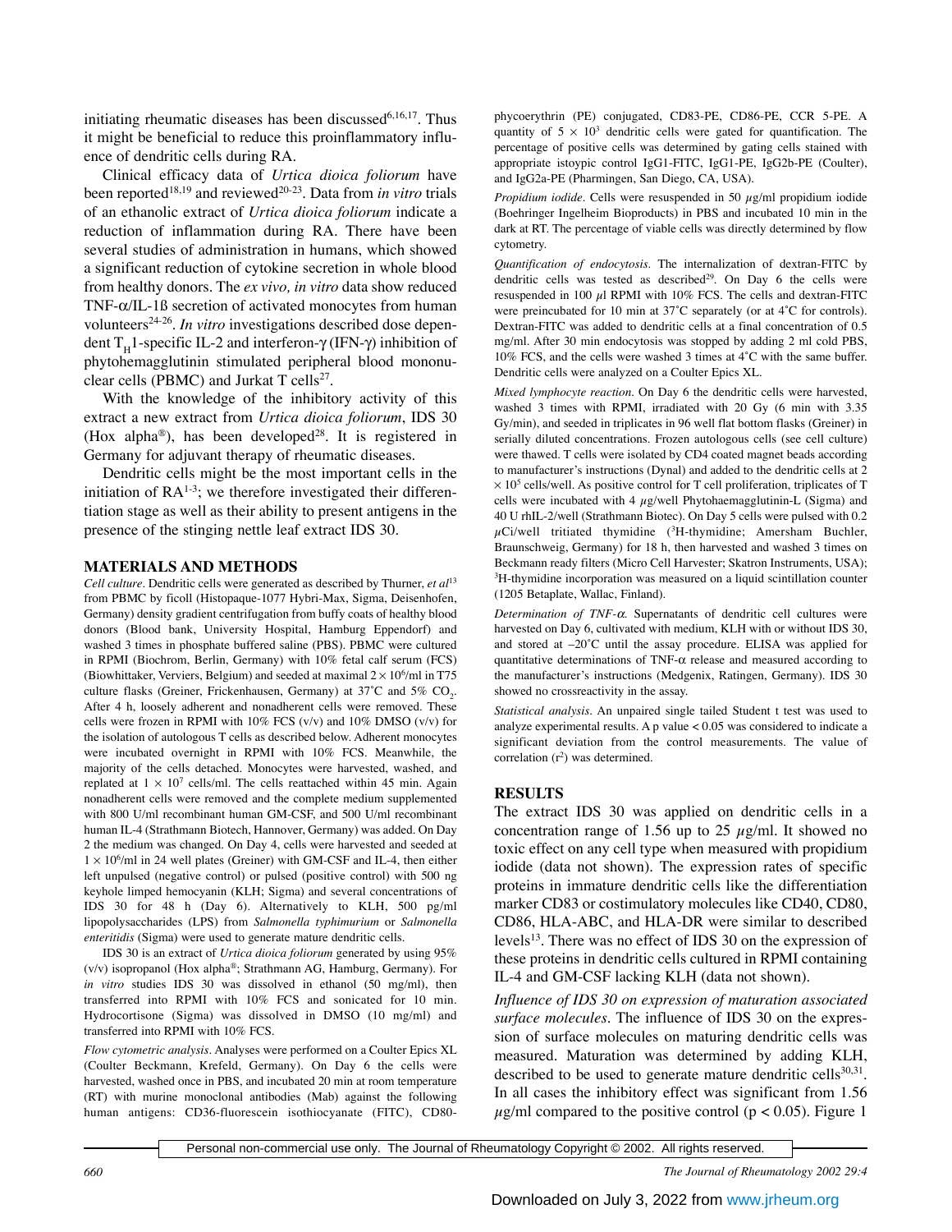initiating rheumatic diseases has been discussed[6,16,17]. Thus it might be beneficial to reduce this proinflammatory influence of dendritic cells during RA.

Clinical efficacy data of *Urtica dioica foliorum* have been reported[18,19] and reviewed[20-23]. Data from *in vitro* trials of an ethanolic extract of *Urtica dioica foliorum* indicate a reduction of inflammation during RA. There have been several studies of administration in humans, which showed a significant reduction of cytokine secretion in whole blood from healthy donors. The *ex vivo, in vitro* data show reduced TNF-α/IL-1ß secretion of activated monocytes from human volunteers[24-26]. *In vitro* investigations described dose dependent $T_H$1-specific IL-2 and interferon-γ (IFN-γ) inhibition of phytohemagglutinin stimulated peripheral blood mononuclear cells (PBMC) and Jurkat T cells[27].

With the knowledge of the inhibitory activity of this extract a new extract from *Urtica dioica foliorum*, IDS 30 (Hox alpha®), has been developed[28]. It is registered in Germany for adjuvant therapy of rheumatic diseases.

Dendritic cells might be the most important cells in the initiation of RA[1-3]; we therefore investigated their differentiation stage as well as their ability to present antigens in the presence of the stinging nettle leaf extract IDS 30.

## MATERIALS AND METHODS

*Cell culture*. Dendritic cells were generated as described by Thurner, *et al*[13] from PBMC by ficoll (Histopaque-1077 Hybri-Max, Sigma, Deisenhofen, Germany) density gradient centrifugation from buffy coats of healthy blood donors (Blood bank, University Hospital, Hamburg Eppendorf) and washed 3 times in phosphate buffered saline (PBS). PBMC were cultured in RPMI (Biochrom, Berlin, Germany) with 10% fetal calf serum (FCS) (Biowhittaker, Verviers, Belgium) and seeded at maximal $2 \times 10^6$/ml in T75 culture flasks (Greiner, Frickenhausen, Germany) at 37˚C and 5% $CO_2$. After 4 h, loosely adherent and nonadherent cells were removed. These cells were frozen in RPMI with 10% FCS (v/v) and 10% DMSO (v/v) for the isolation of autologous T cells as described below. Adherent monocytes were incubated overnight in RPMI with 10% FCS. Meanwhile, the majority of the cells detached. Monocytes were harvested, washed, and replated at $1 \times 10^7$ cells/ml. The cells reattached within 45 min. Again nonadherent cells were removed and the complete medium supplemented with 800 U/ml recombinant human GM-CSF, and 500 U/ml recombinant human IL-4 (Strathmann Biotech, Hannover, Germany) was added. On Day 2 the medium was changed. On Day 4, cells were harvested and seeded at $1 \times 10^6$/ml in 24 well plates (Greiner) with GM-CSF and IL-4, then either left unpulsed (negative control) or pulsed (positive control) with 500 ng keyhole limped hemocyanin (KLH; Sigma) and several concentrations of IDS 30 for 48 h (Day 6). Alternatively to KLH, 500 pg/ml lipopolysaccharides (LPS) from *Salmonella typhimurium* or *Salmonella enteritidis* (Sigma) were used to generate mature dendritic cells.

IDS 30 is an extract of *Urtica dioica foliorum* generated by using 95% (v/v) isopropanol (Hox alpha®; Strathmann AG, Hamburg, Germany). For *in vitro* studies IDS 30 was dissolved in ethanol (50 mg/ml), then transferred into RPMI with 10% FCS and sonicated for 10 min. Hydrocortisone (Sigma) was dissolved in DMSO (10 mg/ml) and transferred into RPMI with 10% FCS.

*Flow cytometric analysis*. Analyses were performed on a Coulter Epics XL (Coulter Beckmann, Krefeld, Germany). On Day 6 the cells were harvested, washed once in PBS, and incubated 20 min at room temperature (RT) with murine monoclonal antibodies (Mab) against the following human antigens: CD36-fluorescein isothiocyanate (FITC), CD80-phycoerythrin (PE) conjugated, CD83-PE, CD86-PE, CCR 5-PE. A quantity of $5 \times 10^3$ dendritic cells were gated for quantification. The percentage of positive cells was determined by gating cells stained with appropriate istoypic control IgG1-FITC, IgG1-PE, IgG2b-PE (Coulter), and IgG2a-PE (Pharmingen, San Diego, CA, USA).

*Propidium iodide*. Cells were resuspended in 50 µg/ml propidium iodide (Boehringer Ingelheim Bioproducts) in PBS and incubated 10 min in the dark at RT. The percentage of viable cells was directly determined by flow cytometry.

*Quantification of endocytosis*. The internalization of dextran-FITC by dendritic cells was tested as described[29]. On Day 6 the cells were resuspended in 100 µl RPMI with 10% FCS. The cells and dextran-FITC were preincubated for 10 min at 37˚C separately (or at 4˚C for controls). Dextran-FITC was added to dendritic cells at a final concentration of 0.5 mg/ml. After 30 min endocytosis was stopped by adding 2 ml cold PBS, 10% FCS, and the cells were washed 3 times at 4˚C with the same buffer. Dendritic cells were analyzed on a Coulter Epics XL.

*Mixed lymphocyte reaction*. On Day 6 the dendritic cells were harvested, washed 3 times with RPMI, irradiated with 20 Gy (6 min with 3.35 Gy/min), and seeded in triplicates in 96 well flat bottom flasks (Greiner) in serially diluted concentrations. Frozen autologous cells (see cell culture) were thawed. T cells were isolated by CD4 coated magnet beads according to manufacturer's instructions (Dynal) and added to the dendritic cells at $2 \times 10^5$ cells/well. As positive control for T cell proliferation, triplicates of T cells were incubated with 4 µg/well Phytohaemagglutinin-L (Sigma) and 40 U rhIL-2/well (Strathmann Biotec). On Day 5 cells were pulsed with 0.2 µCi/well tritiated thymidine ($^3$H-thymidine; Amersham Buchler, Braunschweig, Germany) for 18 h, then harvested and washed 3 times on Beckmann ready filters (Micro Cell Harvester; Skatron Instruments, USA); $^3$H-thymidine incorporation was measured on a liquid scintillation counter (1205 Betaplate, Wallac, Finland).

*Determination of TNF-α*. Supernatants of dendritic cell cultures were harvested on Day 6, cultivated with medium, KLH with or without IDS 30, and stored at –20˚C until the assay procedure. ELISA was applied for quantitative determinations of TNF-α release and measured according to the manufacturer's instructions (Medgenix, Ratingen, Germany). IDS 30 showed no crossreactivity in the assay.

*Statistical analysis*. An unpaired single tailed Student t test was used to analyze experimental results. A p value < 0.05 was considered to indicate a significant deviation from the control measurements. The value of correlation ($r^2$) was determined.

## RESULTS

The extract IDS 30 was applied on dendritic cells in a concentration range of 1.56 up to 25 µg/ml. It showed no toxic effect on any cell type when measured with propidium iodide (data not shown). The expression rates of specific proteins in immature dendritic cells like the differentiation marker CD83 or costimulatory molecules like CD40, CD80, CD86, HLA-ABC, and HLA-DR were similar to described levels[13]. There was no effect of IDS 30 on the expression of these proteins in dendritic cells cultured in RPMI containing IL-4 and GM-CSF lacking KLH (data not shown).

*Influence of IDS 30 on expression of maturation associated surface molecules*. The influence of IDS 30 on the expression of surface molecules on maturing dendritic cells was measured. Maturation was determined by adding KLH, described to be used to generate mature dendritic cells[30,31]. In all cases the inhibitory effect was significant from 1.56 µg/ml compared to the positive control ($p < 0.05$). Figure 1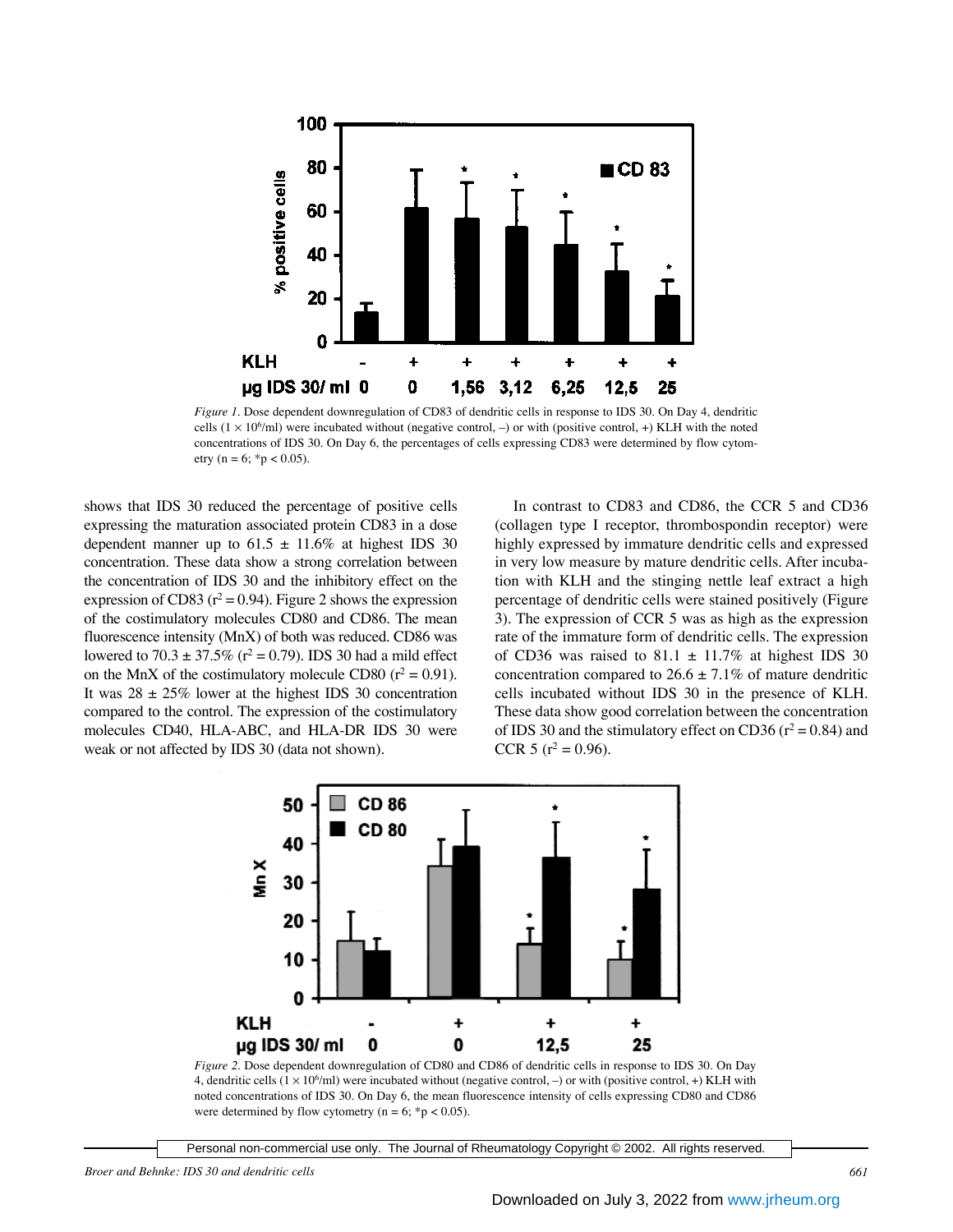*Figure 1*. Dose dependent downregulation of CD83 of dendritic cells in response to IDS 30. On Day 4, dendritic cells ($1 \times 10^6$/ml) were incubated without (negative control, –) or with (positive control, +) KLH with the noted concentrations of IDS 30. On Day 6, the percentages of cells expressing CD83 were determined by flow cytometry (n = 6; *p < 0.05).

shows that IDS 30 reduced the percentage of positive cells expressing the maturation associated protein CD83 in a dose dependent manner up to 61.5 ± 11.6% at highest IDS 30 concentration. These data show a strong correlation between the concentration of IDS 30 and the inhibitory effect on the expression of CD83 ($r^2 = 0.94$). Figure 2 shows the expression of the costimulatory molecules CD80 and CD86. The mean fluorescence intensity (MnX) of both was reduced. CD86 was lowered to 70.3 ± 37.5% ($r^2 = 0.79$). IDS 30 had a mild effect on the MnX of the costimulatory molecule CD80 ($r^2 = 0.91$). It was 28 ± 25% lower at the highest IDS 30 concentration compared to the control. The expression of the costimulatory molecules CD40, HLA-ABC, and HLA-DR IDS 30 were weak or not affected by IDS 30 (data not shown).

In contrast to CD83 and CD86, the CCR 5 and CD36 (collagen type I receptor, thrombospondin receptor) were highly expressed by immature dendritic cells and expressed in very low measure by mature dendritic cells. After incubation with KLH and the stinging nettle leaf extract a high percentage of dendritic cells were stained positively (Figure 3). The expression of CCR 5 was as high as the expression rate of the immature form of dendritic cells. The expression of CD36 was raised to 81.1 ± 11.7% at highest IDS 30 concentration compared to 26.6 ± 7.1% of mature dendritic cells incubated without IDS 30 in the presence of KLH. These data show good correlation between the concentration of IDS 30 and the stimulatory effect on CD36 ($r^2 = 0.84$) and CCR 5 ($r^2 = 0.96$).

*Figure 2*. Dose dependent downregulation of CD80 and CD86 of dendritic cells in response to IDS 30. On Day 4, dendritic cells ($1 \times 10^6$/ml) were incubated without (negative control, –) or with (positive control, +) KLH with noted concentrations of IDS 30. On Day 6, the mean fluorescence intensity of cells expressing CD80 and CD86 were determined by flow cytometry (n = 6; *p < 0.05).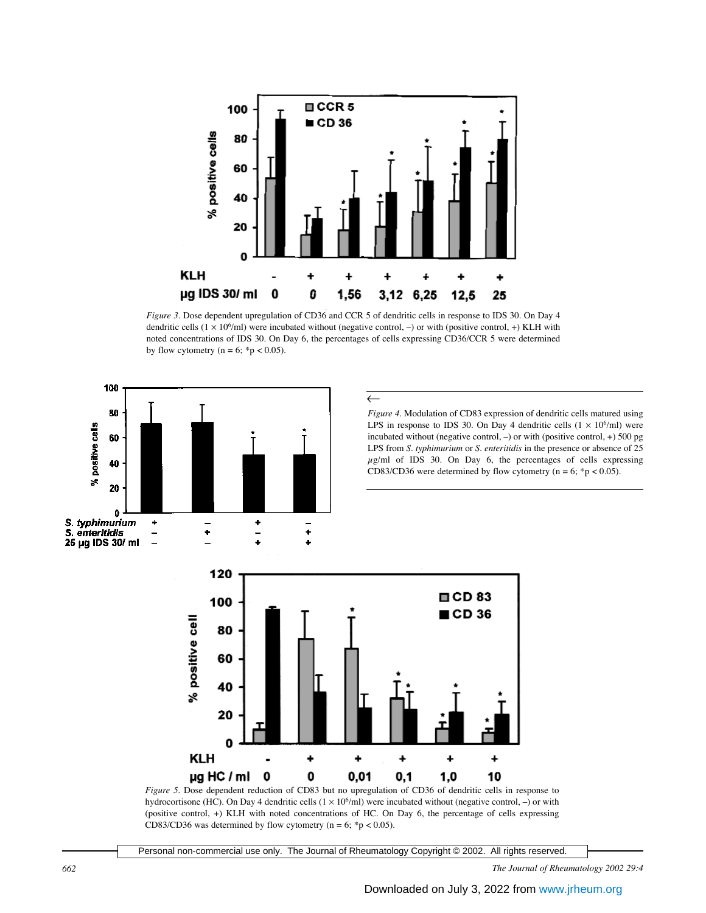*Figure 3.* Dose dependent upregulation of CD36 and CCR 5 of dendritic cells in response to IDS 30. On Day 4 dendritic cells ($1 \times 10^6$/ml) were incubated without (negative control, –) or with (positive control, +) KLH with noted concentrations of IDS 30. On Day 6, the percentages of cells expressing CD36/CCR 5 were determined by flow cytometry (n = 6; *p < 0.05).

←
*Figure 4.* Modulation of CD83 expression of dendritic cells matured using LPS in response to IDS 30. On Day 4 dendritic cells ($1 \times 10^6$/ml) were incubated without (negative control, –) or with (positive control, +) 500 pg LPS from *S. typhimurium* or *S. enteritidis* in the presence or absence of 25 $\mu$g/ml of IDS 30. On Day 6, the percentages of cells expressing CD83/CD36 were determined by flow cytometry (n = 6; *p < 0.05).

*Figure 5.* Dose dependent reduction of CD83 but no upregulation of CD36 of dendritic cells in response to hydrocortisone (HC). On Day 4 dendritic cells ($1 \times 10^6$/ml) were incubated without (negative control, –) or with (positive control, +) KLH with noted concentrations of HC. On Day 6, the percentage of cells expressing CD83/CD36 was determined by flow cytometry (n = 6; *p < 0.05).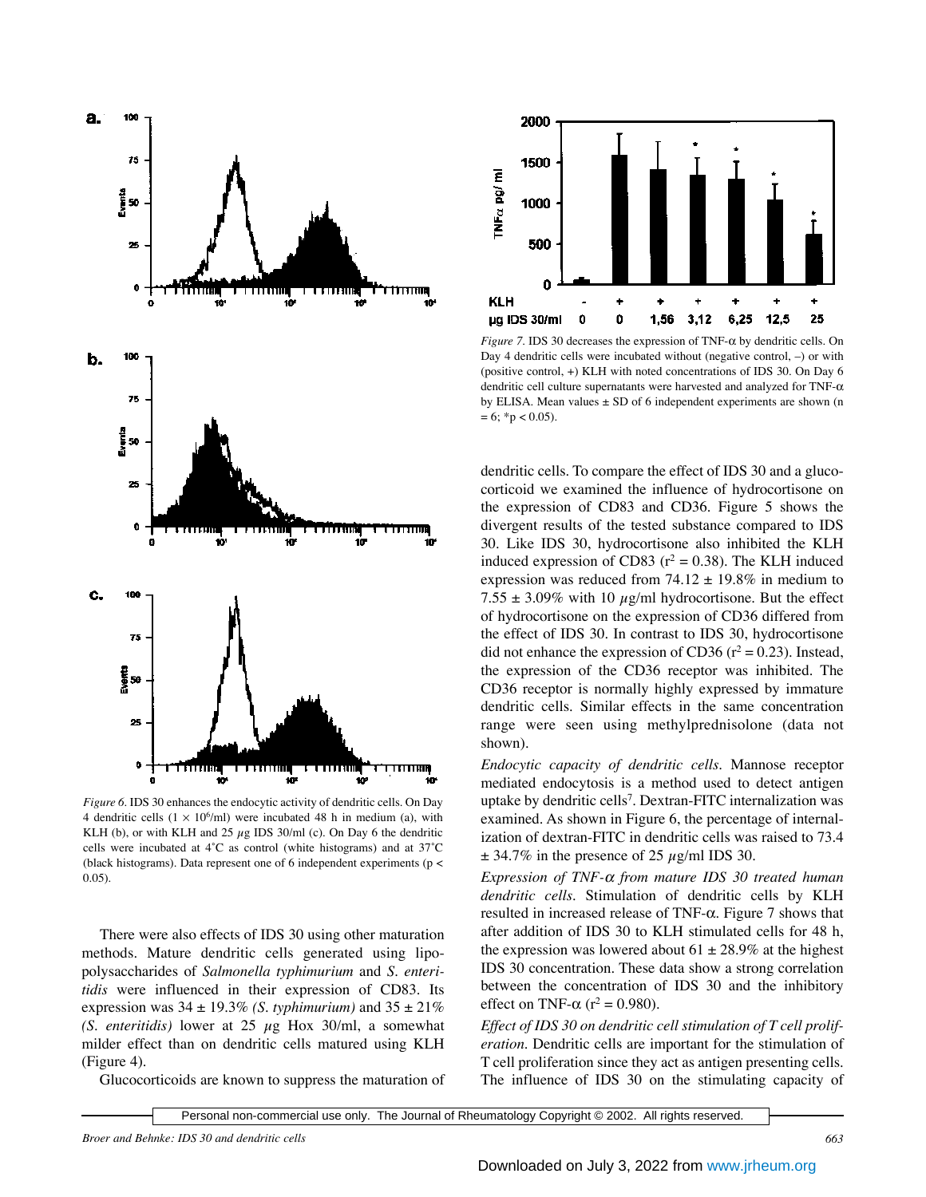*Figure 6.* IDS 30 enhances the endocytic activity of dendritic cells. On Day 4 dendritic cells ($1 \times 10^6$/ml) were incubated 48 h in medium (a), with KLH (b), or with KLH and 25 µg IDS 30/ml (c). On Day 6 the dendritic cells were incubated at 4˚C as control (white histograms) and at 37˚C (black histograms). Data represent one of 6 independent experiments ($p < 0.05$).

There were also effects of IDS 30 using other maturation methods. Mature dendritic cells generated using lipopolysaccharides of *Salmonella typhimurium* and *S. enteritidis* were influenced in their expression of CD83. Its expression was 34 ± 19.3% *(S. typhimurium)* and 35 ± 21% *(S. enteritidis)* lower at 25 µg Hox 30/ml, a somewhat milder effect than on dendritic cells matured using KLH (Figure 4).

Glucocorticoids are known to suppress the maturation of dendritic cells. To compare the effect of IDS 30 and a glucocorticoid we examined the influence of hydrocortisone on the expression of CD83 and CD36. Figure 5 shows the divergent results of the tested substance compared to IDS 30. Like IDS 30, hydrocortisone also inhibited the KLH induced expression of CD83 ($r^2 = 0.38$). The KLH induced expression was reduced from 74.12 ± 19.8% in medium to 7.55 ± 3.09% with 10 µg/ml hydrocortisone. But the effect of hydrocortisone on the expression of CD36 differed from the effect of IDS 30. In contrast to IDS 30, hydrocortisone did not enhance the expression of CD36 ($r^2 = 0.23$). Instead, the expression of the CD36 receptor was inhibited. The CD36 receptor is normally highly expressed by immature dendritic cells. Similar effects in the same concentration range were seen using methylprednisolone (data not shown).

*Figure 7.* IDS 30 decreases the expression of TNF-α by dendritic cells. On Day 4 dendritic cells were incubated without (negative control, –) or with (positive control, +) KLH with noted concentrations of IDS 30. On Day 6 dendritic cell culture supernatants were harvested and analyzed for TNF-α by ELISA. Mean values ± SD of 6 independent experiments are shown (n = 6; *$p < 0.05$).

*Endocytic capacity of dendritic cells.* Mannose receptor mediated endocytosis is a method used to detect antigen uptake by dendritic cells[7]. Dextran-FITC internalization was examined. As shown in Figure 6, the percentage of internalization of dextran-FITC in dendritic cells was raised to 73.4 ± 34.7% in the presence of 25 µg/ml IDS 30.

*Expression of TNF-α from mature IDS 30 treated human dendritic cells.* Stimulation of dendritic cells by KLH resulted in increased release of TNF-α. Figure 7 shows that after addition of IDS 30 to KLH stimulated cells for 48 h, the expression was lowered about 61 ± 28.9% at the highest IDS 30 concentration. These data show a strong correlation between the concentration of IDS 30 and the inhibitory effect on TNF-α ($r^2 = 0.980$).

*Effect of IDS 30 on dendritic cell stimulation of T cell proliferation.* Dendritic cells are important for the stimulation of T cell proliferation since they act as antigen presenting cells. The influence of IDS 30 on the stimulating capacity of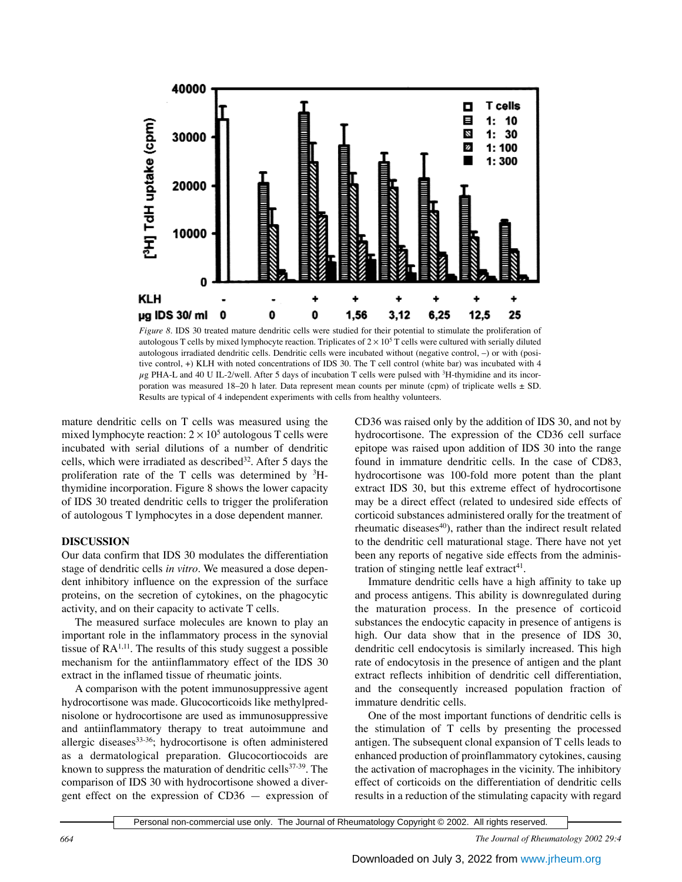*Figure 8*. IDS 30 treated mature dendritic cells were studied for their potential to stimulate the proliferation of autologous T cells by mixed lymphocyte reaction. Triplicates of $2 \times 10^5$ T cells were cultured with serially diluted autologous irradiated dendritic cells. Dendritic cells were incubated without (negative control, –) or with (positive control, +) KLH with noted concentrations of IDS 30. The T cell control (white bar) was incubated with 4 $\mu$g PHA-L and 40 U IL-2/well. After 5 days of incubation T cells were pulsed with $^3$H-thymidine and its incorporation was measured 18–20 h later. Data represent mean counts per minute (cpm) of triplicate wells ± SD. Results are typical of 4 independent experiments with cells from healthy volunteers.

mature dendritic cells on T cells was measured using the mixed lymphocyte reaction: $2 \times 10^5$ autologous T cells were incubated with serial dilutions of a number of dendritic cells, which were irradiated as described[32]. After 5 days the proliferation rate of the T cells was determined by $^3$H-thymidine incorporation. Figure 8 shows the lower capacity of IDS 30 treated dendritic cells to trigger the proliferation of autologous T lymphocytes in a dose dependent manner.

## DISCUSSION

Our data confirm that IDS 30 modulates the differentiation stage of dendritic cells *in vitro*. We measured a dose dependent inhibitory influence on the expression of the surface proteins, on the secretion of cytokines, on the phagocytic activity, and on their capacity to activate T cells.

The measured surface molecules are known to play an important role in the inflammatory process in the synovial tissue of RA[1,11]. The results of this study suggest a possible mechanism for the antiinflammatory effect of the IDS 30 extract in the inflamed tissue of rheumatic joints.

A comparison with the potent immunosuppressive agent hydrocortisone was made. Glucocorticoids like methylprednisolone or hydrocortisone are used as immunosuppressive and antiinflammatory therapy to treat autoimmune and allergic diseases[33-36]; hydrocortisone is often administered as a dermatological preparation. Glucocortiocoids are known to suppress the maturation of dendritic cells[37-39]. The comparison of IDS 30 with hydrocortisone showed a divergent effect on the expression of CD36 — expression of CD36 was raised only by the addition of IDS 30, and not by hydrocortisone. The expression of the CD36 cell surface epitope was raised upon addition of IDS 30 into the range found in immature dendritic cells. In the case of CD83, hydrocortisone was 100-fold more potent than the plant extract IDS 30, but this extreme effect of hydrocortisone may be a direct effect (related to undesired side effects of corticoid substances administered orally for the treatment of rheumatic diseases[40]), rather than the indirect result related to the dendritic cell maturational stage. There have not yet been any reports of negative side effects from the administration of stinging nettle leaf extract[41].

Immature dendritic cells have a high affinity to take up and process antigens. This ability is downregulated during the maturation process. In the presence of corticoid substances the endocytic capacity in presence of antigens is high. Our data show that in the presence of IDS 30, dendritic cell endocytosis is similarly increased. This high rate of endocytosis in the presence of antigen and the plant extract reflects inhibition of dendritic cell differentiation, and the consequently increased population fraction of immature dendritic cells.

One of the most important functions of dendritic cells is the stimulation of T cells by presenting the processed antigen. The subsequent clonal expansion of T cells leads to enhanced production of proinflammatory cytokines, causing the activation of macrophages in the vicinity. The inhibitory effect of corticoids on the differentiation of dendritic cells results in a reduction of the stimulating capacity with regard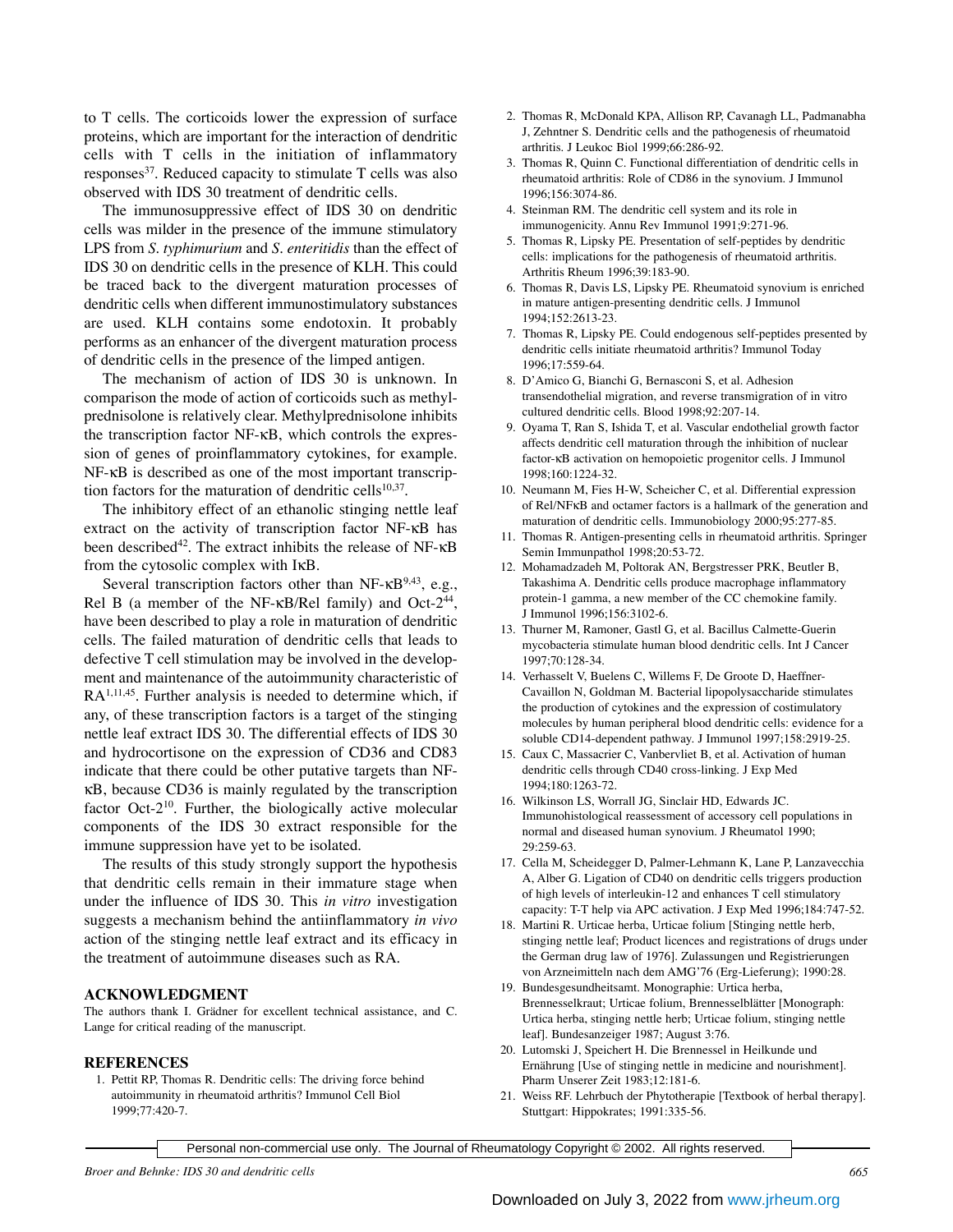to T cells. The corticoids lower the expression of surface proteins, which are important for the interaction of dendritic cells with T cells in the initiation of inflammatory responses[37]. Reduced capacity to stimulate T cells was also observed with IDS 30 treatment of dendritic cells.

The immunosuppressive effect of IDS 30 on dendritic cells was milder in the presence of the immune stimulatory LPS from *S. typhimurium* and *S. enteritidis* than the effect of IDS 30 on dendritic cells in the presence of KLH. This could be traced back to the divergent maturation processes of dendritic cells when different immunostimulatory substances are used. KLH contains some endotoxin. It probably performs as an enhancer of the divergent maturation process of dendritic cells in the presence of the limped antigen.

The mechanism of action of IDS 30 is unknown. In comparison the mode of action of corticoids such as methylprednisolone is relatively clear. Methylprednisolone inhibits the transcription factor NF-κB, which controls the expression of genes of proinflammatory cytokines, for example. NF-κB is described as one of the most important transcription factors for the maturation of dendritic cells[10,37].

The inhibitory effect of an ethanolic stinging nettle leaf extract on the activity of transcription factor NF-κB has been described[42]. The extract inhibits the release of NF-κB from the cytosolic complex with IκB.

Several transcription factors other than NF-κB[9,43], e.g., Rel B (a member of the NF-κB/Rel family) and Oct-2[44], have been described to play a role in maturation of dendritic cells. The failed maturation of dendritic cells that leads to defective T cell stimulation may be involved in the development and maintenance of the autoimmunity characteristic of RA[1,11,45]. Further analysis is needed to determine which, if any, of these transcription factors is a target of the stinging nettle leaf extract IDS 30. The differential effects of IDS 30 and hydrocortisone on the expression of CD36 and CD83 indicate that there could be other putative targets than NF-κB, because CD36 is mainly regulated by the transcription factor Oct-2[10]. Further, the biologically active molecular components of the IDS 30 extract responsible for the immune suppression have yet to be isolated.

The results of this study strongly support the hypothesis that dendritic cells remain in their immature stage when under the influence of IDS 30. This *in vitro* investigation suggests a mechanism behind the antiinflammatory *in vivo* action of the stinging nettle leaf extract and its efficacy in the treatment of autoimmune diseases such as RA.

## ACKNOWLEDGMENT

The authors thank I. Grädner for excellent technical assistance, and C. Lange for critical reading of the manuscript.

## REFERENCES

1. Pettit RP, Thomas R. Dendritic cells: The driving force behind autoimmunity in rheumatoid arthritis? Immunol Cell Biol 1999;77:420-7.
2. Thomas R, McDonald KPA, Allison RP, Cavanagh LL, Padmanabha J, Zehntner S. Dendritic cells and the pathogenesis of rheumatoid arthritis. J Leukoc Biol 1999;66:286-92.
3. Thomas R, Quinn C. Functional differentiation of dendritic cells in rheumatoid arthritis: Role of CD86 in the synovium. J Immunol 1996;156:3074-86.
4. Steinman RM. The dendritic cell system and its role in immunogenicity. Annu Rev Immunol 1991;9:271-96.
5. Thomas R, Lipsky PE. Presentation of self-peptides by dendritic cells: implications for the pathogenesis of rheumatoid arthritis. Arthritis Rheum 1996;39:183-90.
6. Thomas R, Davis LS, Lipsky PE. Rheumatoid synovium is enriched in mature antigen-presenting dendritic cells. J Immunol 1994;152:2613-23.
7. Thomas R, Lipsky PE. Could endogenous self-peptides presented by dendritic cells initiate rheumatoid arthritis? Immunol Today 1996;17:559-64.
8. D'Amico G, Bianchi G, Bernasconi S, et al. Adhesion transendothelial migration, and reverse transmigration of in vitro cultured dendritic cells. Blood 1998;92:207-14.
9. Oyama T, Ran S, Ishida T, et al. Vascular endothelial growth factor affects dendritic cell maturation through the inhibition of nuclear factor-κB activation on hemopoietic progenitor cells. J Immunol 1998;160:1224-32.
10. Neumann M, Fies H-W, Scheicher C, et al. Differential expression of Rel/NFκB and octamer factors is a hallmark of the generation and maturation of dendritic cells. Immunobiology 2000;95:277-85.
11. Thomas R. Antigen-presenting cells in rheumatoid arthritis. Springer Semin Immunpathol 1998;20:53-72.
12. Mohamadzadeh M, Poltorak AN, Bergstresser PRK, Beutler B, Takashima A. Dendritic cells produce macrophage inflammatory protein-1 gamma, a new member of the CC chemokine family. J Immunol 1996;156:3102-6.
13. Thurner M, Ramoner, Gastl G, et al. Bacillus Calmette-Guerin mycobacteria stimulate human blood dendritic cells. Int J Cancer 1997;70:128-34.
14. Verhasselt V, Buelens C, Willems F, De Groote D, Haeffner-Cavaillon N, Goldman M. Bacterial lipopolysaccharide stimulates the production of cytokines and the expression of costimulatory molecules by human peripheral blood dendritic cells: evidence for a soluble CD14-dependent pathway. J Immunol 1997;158:2919-25.
15. Caux C, Massacrier C, Vanbervliet B, et al. Activation of human dendritic cells through CD40 cross-linking. J Exp Med 1994;180:1263-72.
16. Wilkinson LS, Worrall JG, Sinclair HD, Edwards JC. Immunohistological reassessment of accessory cell populations in normal and diseased human synovium. J Rheumatol 1990; 29:259-63.
17. Cella M, Scheidegger D, Palmer-Lehmann K, Lane P, Lanzavecchia A, Alber G. Ligation of CD40 on dendritic cells triggers production of high levels of interleukin-12 and enhances T cell stimulatory capacity: T-T help via APC activation. J Exp Med 1996;184:747-52.
18. Martini R. Urticae herba, Urticae folium [Stinging nettle herb, stinging nettle leaf; Product licences and registrations of drugs under the German drug law of 1976]. Zulassungen und Registrierungen von Arzneimitteln nach dem AMG'76 (Erg-Lieferung); 1990:28.
19. Bundesgesundheitsamt. Monographie: Urtica herba, Brennesselkraut; Urticae folium, Brennesselblätter [Monograph: Urtica herba, stinging nettle herb; Urticae folium, stinging nettle leaf]. Bundesanzeiger 1987; August 3:76.
20. Lutomski J, Speichert H. Die Brennessel in Heilkunde und Ernährung [Use of stinging nettle in medicine and nourishment]. Pharm Unserer Zeit 1983;12:181-6.
21. Weiss RF. Lehrbuch der Phytotherapie [Textbook of herbal therapy]. Stuttgart: Hippokrates; 1991:335-56.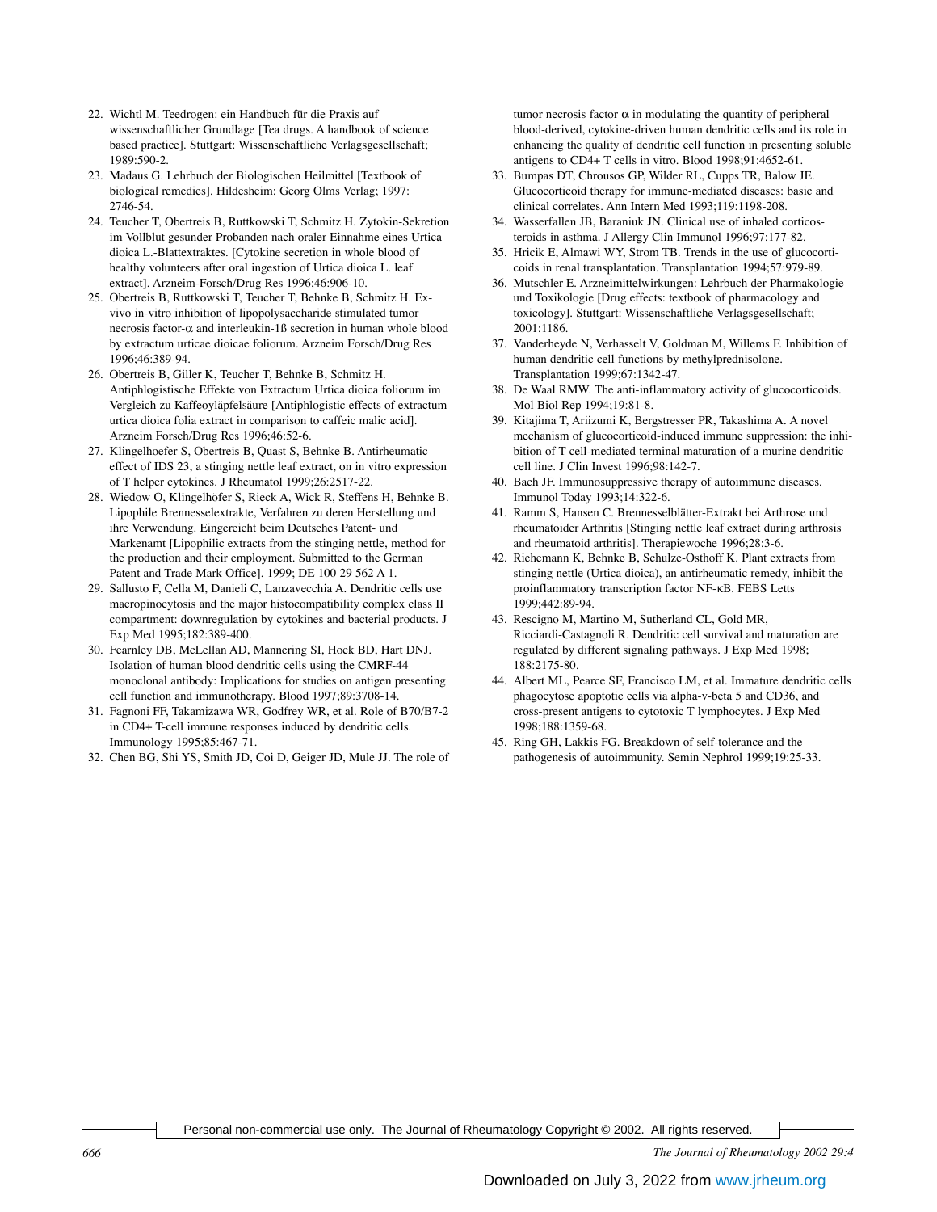22. Wichtl M. Teedrogen: ein Handbuch für die Praxis auf wissenschaftlicher Grundlage [Tea drugs. A handbook of science based practice]. Stuttgart: Wissenschaftliche Verlagsgesellschaft; 1989:590-2.
23. Madaus G. Lehrbuch der Biologischen Heilmittel [Textbook of biological remedies]. Hildesheim: Georg Olms Verlag; 1997: 2746-54.
24. Teucher T, Obertreis B, Ruttkowski T, Schmitz H. Zytokin-Sekretion im Vollblut gesunder Probanden nach oraler Einnahme eines Urtica dioica L.-Blattextraktes. [Cytokine secretion in whole blood of healthy volunteers after oral ingestion of Urtica dioica L. leaf extract]. Arzneim-Forsch/Drug Res 1996;46:906-10.
25. Obertreis B, Ruttkowski T, Teucher T, Behnke B, Schmitz H. Ex-vivo in-vitro inhibition of lipopolysaccharide stimulated tumor necrosis factor-α and interleukin-1ß secretion in human whole blood by extractum urticae dioicae foliorum. Arzneim Forsch/Drug Res 1996;46:389-94.
26. Obertreis B, Giller K, Teucher T, Behnke B, Schmitz H. Antiphlogistische Effekte von Extractum Urtica dioica foliorum im Vergleich zu Kaffeoyläpfelsäure [Antiphlogistic effects of extractum urtica dioica folia extract in comparison to caffeic malic acid]. Arzneim Forsch/Drug Res 1996;46:52-6.
27. Klingelhoefer S, Obertreis B, Quast S, Behnke B. Antirheumatic effect of IDS 23, a stinging nettle leaf extract, on in vitro expression of T helper cytokines. J Rheumatol 1999;26:2517-22.
28. Wiedow O, Klingelhöfer S, Rieck A, Wick R, Steffens H, Behnke B. Lipophile Brennesselextrakte, Verfahren zu deren Herstellung und ihre Verwendung. Eingereicht beim Deutsches Patent- und Markenamt [Lipophilic extracts from the stinging nettle, method for the production and their employment. Submitted to the German Patent and Trade Mark Office]. 1999; DE 100 29 562 A 1.
29. Sallusto F, Cella M, Danieli C, Lanzavecchia A. Dendritic cells use macropinocytosis and the major histocompatibility complex class II compartment: downregulation by cytokines and bacterial products. J Exp Med 1995;182:389-400.
30. Fearnley DB, McLellan AD, Mannering SI, Hock BD, Hart DNJ. Isolation of human blood dendritic cells using the CMRF-44 monoclonal antibody: Implications for studies on antigen presenting cell function and immunotherapy. Blood 1997;89:3708-14.
31. Fagnoni FF, Takamizawa WR, Godfrey WR, et al. Role of B70/B7-2 in CD4+ T-cell immune responses induced by dendritic cells. Immunology 1995;85:467-71.
32. Chen BG, Shi YS, Smith JD, Coi D, Geiger JD, Mule JJ. The role of tumor necrosis factor α in modulating the quantity of peripheral blood-derived, cytokine-driven human dendritic cells and its role in enhancing the quality of dendritic cell function in presenting soluble antigens to CD4+ T cells in vitro. Blood 1998;91:4652-61.
33. Bumpas DT, Chrousos GP, Wilder RL, Cupps TR, Balow JE. Glucocorticoid therapy for immune-mediated diseases: basic and clinical correlates. Ann Intern Med 1993;119:1198-208.
34. Wasserfallen JB, Baraniuk JN. Clinical use of inhaled corticosteroids in asthma. J Allergy Clin Immunol 1996;97:177-82.
35. Hricik E, Almawi WY, Strom TB. Trends in the use of glucocorticoids in renal transplantation. Transplantation 1994;57:979-89.
36. Mutschler E. Arzneimittelwirkungen: Lehrbuch der Pharmakologie und Toxikologie [Drug effects: textbook of pharmacology and toxicology]. Stuttgart: Wissenschaftliche Verlagsgesellschaft; 2001:1186.
37. Vanderheyde N, Verhasselt V, Goldman M, Willems F. Inhibition of human dendritic cell functions by methylprednisolone. Transplantation 1999;67:1342-47.
38. De Waal RMW. The anti-inflammatory activity of glucocorticoids. Mol Biol Rep 1994;19:81-8.
39. Kitajima T, Ariizumi K, Bergstresser PR, Takashima A. A novel mechanism of glucocorticoid-induced immune suppression: the inhibition of T cell-mediated terminal maturation of a murine dendritic cell line. J Clin Invest 1996;98:142-7.
40. Bach JF. Immunosuppressive therapy of autoimmune diseases. Immunol Today 1993;14:322-6.
41. Ramm S, Hansen C. Brennesselblätter-Extrakt bei Arthrose und rheumatoider Arthritis [Stinging nettle leaf extract during arthrosis and rheumatoid arthritis]. Therapiewoche 1996;28:3-6.
42. Riehemann K, Behnke B, Schulze-Osthoff K. Plant extracts from stinging nettle (Urtica dioica), an antirheumatic remedy, inhibit the proinflammatory transcription factor NF-κB. FEBS Letts 1999;442:89-94.
43. Rescigno M, Martino M, Sutherland CL, Gold MR, Ricciardi-Castagnoli R. Dendritic cell survival and maturation are regulated by different signaling pathways. J Exp Med 1998; 188:2175-80.
44. Albert ML, Pearce SF, Francisco LM, et al. Immature dendritic cells phagocytose apoptotic cells via alpha-v-beta 5 and CD36, and cross-present antigens to cytotoxic T lymphocytes. J Exp Med 1998;188:1359-68.
45. Ring GH, Lakkis FG. Breakdown of self-tolerance and the pathogenesis of autoimmunity. Semin Nephrol 1999;19:25-33.